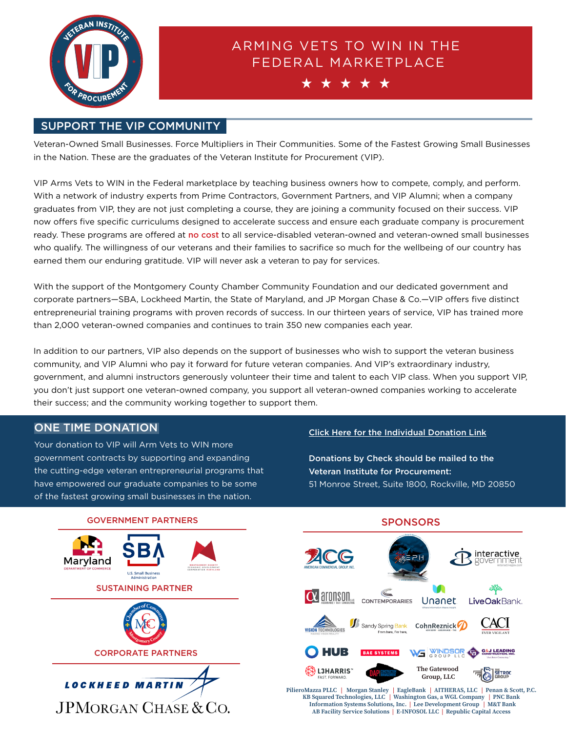# ARMING VETS TO WIN IN THE FEDERAL MARKETPLACE

★ ★ ★ ★ ★

## SUPPORT THE VIP COMMUNITY

Veteran-Owned Small Businesses. Force Multipliers in Their Communities. Some of the Fastest Growing Small Businesses in the Nation. These are the graduates of the Veteran Institute for Procurement (VIP).

VIP Arms Vets to WIN in the Federal marketplace by teaching business owners how to compete, comply, and perform. With a network of industry experts from Prime Contractors, Government Partners, and VIP Alumni; when a company graduates from VIP, they are not just completing a course, they are joining a community focused on their success. VIP now offers five specific curriculums designed to accelerate success and ensure each graduate company is procurement ready. These programs are offered at no cost to all service-disabled veteran-owned and veteran-owned small businesses who qualify. The willingness of our veterans and their families to sacrifice so much for the wellbeing of our country has earned them our enduring gratitude. VIP will never ask a veteran to pay for services.

With the support of the Montgomery County Chamber Community Foundation and our dedicated government and corporate partners—SBA, Lockheed Martin, the State of Maryland, and JP Morgan Chase & Co.—VIP offers five distinct entrepreneurial training programs with proven records of success. In our thirteen years of service, VIP has trained more than 2,000 veteran-owned companies and continues to train 350 new companies each year.

In addition to our partners, VIP also depends on the support of businesses who wish to support the veteran business community, and VIP Alumni who pay it forward for future veteran companies. And VIP's extraordinary industry, government, and alumni instructors generously volunteer their time and talent to each VIP class. When you support VIP, you don't just support one veteran-owned company, you support all veteran-owned companies working to accelerate their success; and the community working together to support them.

## ONE TIME DONATION

Your donation to VIP will Arm Vets to WIN more government contracts by supporting and expanding the cutting-edge veteran entrepreneurial programs that have empowered our graduate companies to be some of the fastest growing small businesses in the nation.

Click Here for the Individual Donation Link

**Donations by Check should be mailed to the Veteran Institute for Procurement:**
51 Monroe Street, Suite 1800, Rockville, MD 20850

### GOVERNMENT PARTNERS

Maryland Department of Commerce | SBA U.S. Small Business Administration | Montgomery County Economic Development Corporation Maryland

### SUSTAINING PARTNER

Chamber of Commerce Montgomery County

### CORPORATE PARTNERS

Lockheed Martin | JPMorgan Chase & Co.

### SPONSORS

ACG American Commercial Group, Inc. | EPH | interactive government | aronson | Contemporaries | Unanet | LiveOakBank | Vision Technologies | Sandy Spring Bank | CohnReznick | CACI | HUB | BAE Systems | Windsor Group LLC | G&J Leading Construction, Inc. | L3Harris | DAPI | The Gatewood Group, LLC | The Setroc Group

PilieroMazza PLLC | Morgan Stanley | EagleBank | AITHERAS, LLC | Penan & Scott, P.C.
KB Squared Technologies, LLC | Washington Gas, a WGL Company | PNC Bank
Information Systems Solutions, Inc. | Lee Development Group | M&T Bank
AB Facility Service Solutions | E-INFOSOL LLC | Republic Capital Access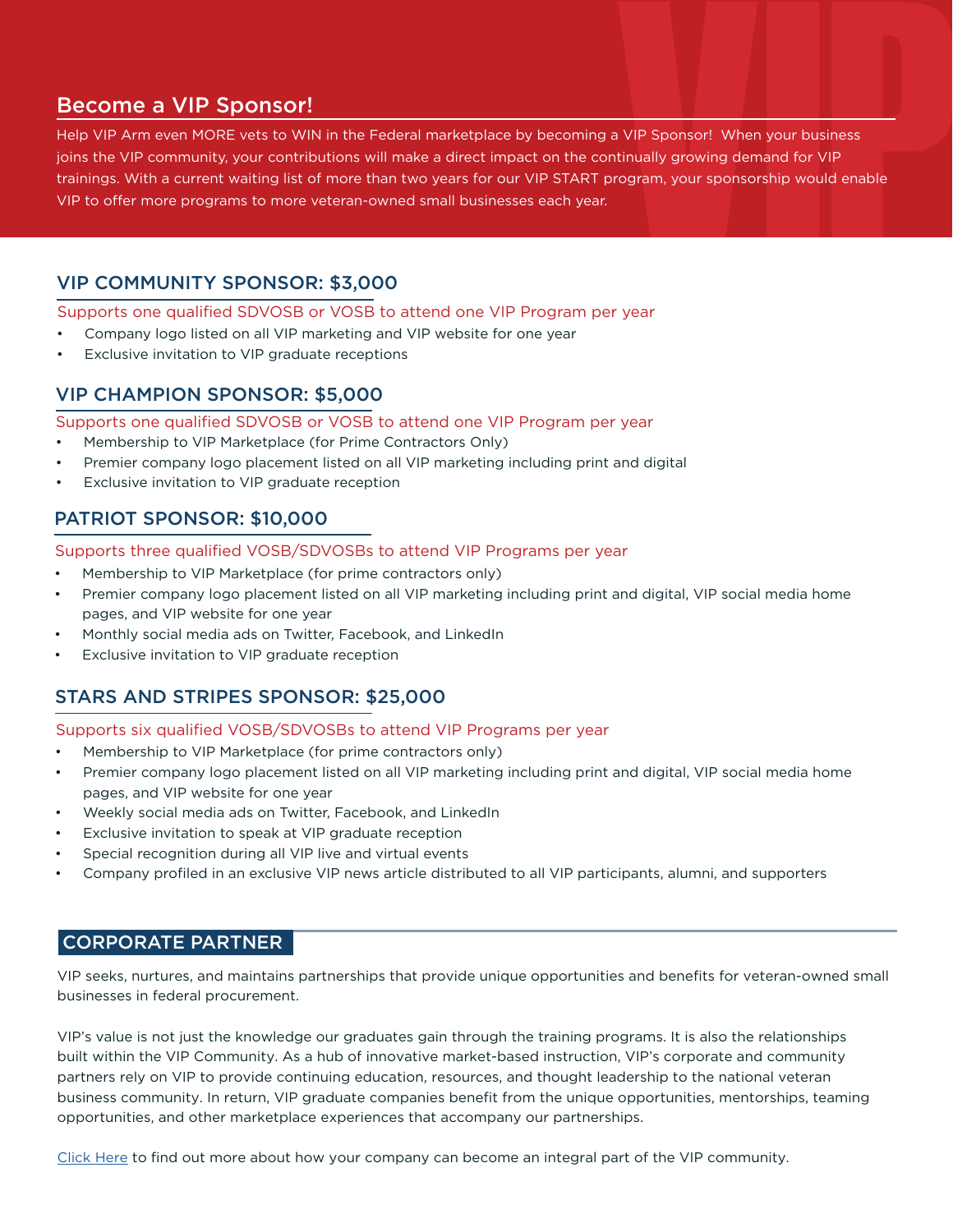## Become a VIP Sponsor!

Help VIP Arm even MORE vets to WIN in the Federal marketplace by becoming a VIP Sponsor! When your business joins the VIP community, your contributions will make a direct impact on the continually growing demand for VIP trainings. With a current waiting list of more than two years for our VIP START program, your sponsorship would enable VIP to offer more programs to more veteran-owned small businesses each year.

### VIP COMMUNITY SPONSOR: $3,000

Supports one qualified SDVOSB or VOSB to attend one VIP Program per year

- Company logo listed on all VIP marketing and VIP website for one year
- Exclusive invitation to VIP graduate receptions

### VIP CHAMPION SPONSOR: $5,000

Supports one qualified SDVOSB or VOSB to attend one VIP Program per year

- Membership to VIP Marketplace (for Prime Contractors Only)
- Premier company logo placement listed on all VIP marketing including print and digital
- Exclusive invitation to VIP graduate reception

### PATRIOT SPONSOR: $10,000

Supports three qualified VOSB/SDVOSBs to attend VIP Programs per year

- Membership to VIP Marketplace (for prime contractors only)
- Premier company logo placement listed on all VIP marketing including print and digital, VIP social media home pages, and VIP website for one year
- Monthly social media ads on Twitter, Facebook, and LinkedIn
- Exclusive invitation to VIP graduate reception

### STARS AND STRIPES SPONSOR: $25,000

Supports six qualified VOSB/SDVOSBs to attend VIP Programs per year

- Membership to VIP Marketplace (for prime contractors only)
- Premier company logo placement listed on all VIP marketing including print and digital, VIP social media home pages, and VIP website for one year
- Weekly social media ads on Twitter, Facebook, and LinkedIn
- Exclusive invitation to speak at VIP graduate reception
- Special recognition during all VIP live and virtual events
- Company profiled in an exclusive VIP news article distributed to all VIP participants, alumni, and supporters

## CORPORATE PARTNER

VIP seeks, nurtures, and maintains partnerships that provide unique opportunities and benefits for veteran-owned small businesses in federal procurement.

VIP's value is not just the knowledge our graduates gain through the training programs. It is also the relationships built within the VIP Community. As a hub of innovative market-based instruction, VIP's corporate and community partners rely on VIP to provide continuing education, resources, and thought leadership to the national veteran business community. In return, VIP graduate companies benefit from the unique opportunities, mentorships, teaming opportunities, and other marketplace experiences that accompany our partnerships.

Click Here to find out more about how your company can become an integral part of the VIP community.